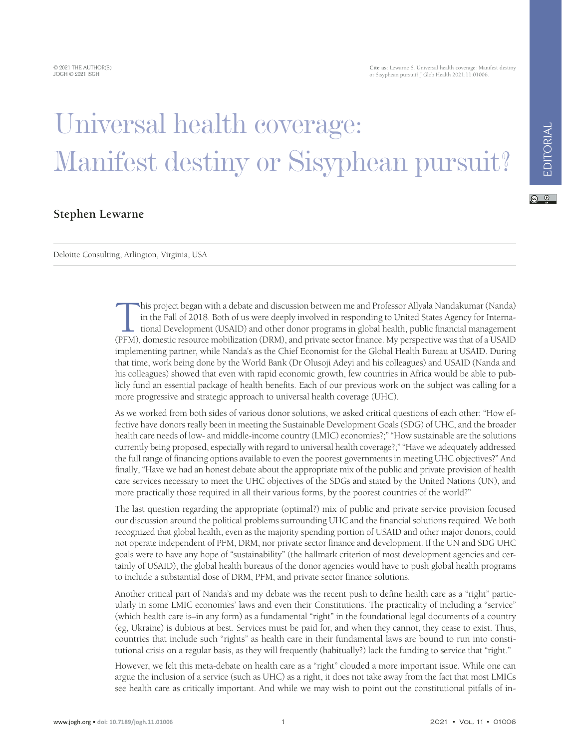# Universal health coverage: Manifest destiny or Sisyphean pursuit?

**Stephen Lewarne**

Deloitte Consulting, Arlington, Virginia, USA

This project began with a debate and discussion between me and Professor Allyala Nandakumar (Nanda) in the Fall of 2018. Both of us were deeply involved in responding to United States Agency for International Development (USAID) and other donor programs in global health, public financial management (PFM), domestic resource mobilization (DRM), and private sector finance. My perspective was that of a USAID implementing partner, while Nanda's as the Chief Economist for the Global Health Bureau at USAID. During that time, work being done by the World Bank (Dr Olusoji Adeyi and his colleagues) and USAID (Nanda and his colleagues) showed that even with rapid economic growth, few countries in Africa would be able to publicly fund an essential package of health benefits. Each of our previous work on the subject was calling for a more progressive and strategic approach to universal health coverage (UHC).

As we worked from both sides of various donor solutions, we asked critical questions of each other: "How effective have donors really been in meeting the Sustainable Development Goals (SDG) of UHC, and the broader health care needs of low- and middle-income country (LMIC) economies?;" "How sustainable are the solutions currently being proposed, especially with regard to universal health coverage?;" "Have we adequately addressed the full range of financing options available to even the poorest governments in meeting UHC objectives?" And finally, "Have we had an honest debate about the appropriate mix of the public and private provision of health care services necessary to meet the UHC objectives of the SDGs and stated by the United Nations (UN), and more practically those required in all their various forms, by the poorest countries of the world?"

The last question regarding the appropriate (optimal?) mix of public and private service provision focused our discussion around the political problems surrounding UHC and the financial solutions required. We both recognized that global health, even as the majority spending portion of USAID and other major donors, could not operate independent of PFM, DRM, nor private sector finance and development. If the UN and SDG UHC goals were to have any hope of "sustainability" (the hallmark criterion of most development agencies and certainly of USAID), the global health bureaus of the donor agencies would have to push global health programs to include a substantial dose of DRM, PFM, and private sector finance solutions.

Another critical part of Nanda's and my debate was the recent push to define health care as a "right" particularly in some LMIC economies' laws and even their Constitutions. The practicality of including a "service" (which health care is–in any form) as a fundamental "right" in the foundational legal documents of a country (eg, Ukraine) is dubious at best. Services must be paid for, and when they cannot, they cease to exist. Thus, countries that include such "rights" as health care in their fundamental laws are bound to run into constitutional crisis on a regular basis, as they will frequently (habitually?) lack the funding to service that "right."

However, we felt this meta-debate on health care as a "right" clouded a more important issue. While one can argue the inclusion of a service (such as UHC) as a right, it does not take away from the fact that most LMICs see health care as critically important. And while we may wish to point out the constitutional pitfalls of in-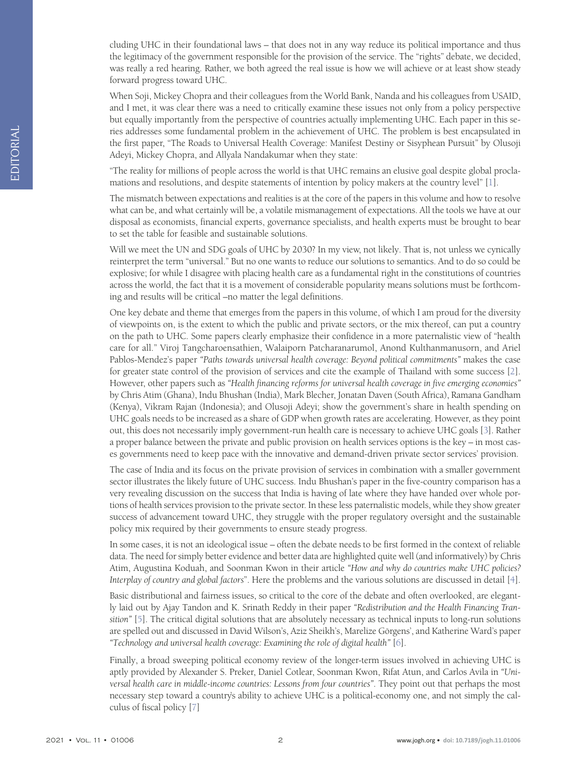cluding UHC in their foundational laws – that does not in any way reduce its political importance and thus the legitimacy of the government responsible for the provision of the service. The "rights" debate, we decided, was really a red hearing. Rather, we both agreed the real issue is how we will achieve or at least show steady forward progress toward UHC.

When Soji, Mickey Chopra and their colleagues from the World Bank, Nanda and his colleagues from USAID, and I met, it was clear there was a need to critically examine these issues not only from a policy perspective but equally importantly from the perspective of countries actually implementing UHC. Each paper in this series addresses some fundamental problem in the achievement of UHC. The problem is best encapsulated in the first paper, "The Roads to Universal Health Coverage: Manifest Destiny or Sisyphean Pursuit" by Olusoji Adeyi, Mickey Chopra, and Allyala Nandakumar when they state:

"The reality for millions of people across the world is that UHC remains an elusive goal despite global proclamations and resolutions, and despite statements of intention by policy makers at the country level" [1].

The mismatch between expectations and realities is at the core of the papers in this volume and how to resolve what can be, and what certainly will be, a volatile mismanagement of expectations. All the tools we have at our disposal as economists, financial experts, governance specialists, and health experts must be brought to bear to set the table for feasible and sustainable solutions.

Will we meet the UN and SDG goals of UHC by 2030? In my view, not likely. That is, not unless we cynically reinterpret the term "universal." But no one wants to reduce our solutions to semantics. And to do so could be explosive; for while I disagree with placing health care as a fundamental right in the constitutions of countries across the world, the fact that it is a movement of considerable popularity means solutions must be forthcoming and results will be critical –no matter the legal definitions.

One key debate and theme that emerges from the papers in this volume, of which I am proud for the diversity of viewpoints on, is the extent to which the public and private sectors, or the mix thereof, can put a country on the path to UHC. Some papers clearly emphasize their confidence in a more paternalistic view of "health care for all." Viroj Tangcharoensathien, Walaiporn Patcharanarumol, Anond Kulthanmanusorn, and Ariel Pablos-Mendez's paper *"Paths towards universal health coverage: Beyond political commitments"* makes the case for greater state control of the provision of services and cite the example of Thailand with some success [2]. However, other papers such as *"Health financing reforms for universal health coverage in five emerging economies"* by Chris Atim (Ghana), Indu Bhushan (India), Mark Blecher, Jonatan Daven (South Africa), Ramana Gandham (Kenya), Vikram Rajan (Indonesia); and Olusoji Adeyi; show the government's share in health spending on UHC goals needs to be increased as a share of GDP when growth rates are accelerating. However, as they point out, this does not necessarily imply government-run health care is necessary to achieve UHC goals [3]. Rather a proper balance between the private and public provision on health services options is the key – in most cases governments need to keep pace with the innovative and demand-driven private sector services' provision.

The case of India and its focus on the private provision of services in combination with a smaller government sector illustrates the likely future of UHC success. Indu Bhushan's paper in the five-country comparison has a very revealing discussion on the success that India is having of late where they have handed over whole portions of health services provision to the private sector. In these less paternalistic models, while they show greater success of advancement toward UHC, they struggle with the proper regulatory oversight and the sustainable policy mix required by their governments to ensure steady progress.

In some cases, it is not an ideological issue – often the debate needs to be first formed in the context of reliable data. The need for simply better evidence and better data are highlighted quite well (and informatively) by Chris Atim, Augustina Koduah, and Soonman Kwon in their article *"How and why do countries make UHC policies? Interplay of country and global factors*". Here the problems and the various solutions are discussed in detail [4].

Basic distributional and fairness issues, so critical to the core of the debate and often overlooked, are elegantly laid out by Ajay Tandon and K. Srinath Reddy in their paper *"Redistribution and the Health Financing Transition"* [5]. The critical digital solutions that are absolutely necessary as technical inputs to long-run solutions are spelled out and discussed in David Wilson's, Aziz Sheikh's, Marelize Görgens', and Katherine Ward's paper *"Technology and universal health coverage: Examining the role of digital health"* [6].

Finally, a broad sweeping political economy review of the longer-term issues involved in achieving UHC is aptly provided by Alexander S. Preker, Daniel Cotlear, Soonman Kwon, Rifat Atun, and Carlos Avila in *"Universal health care in middle-income countries: Lessons from four countries"*. They point out that perhaps the most necessary step toward a country's ability to achieve UHC is a political-economy one, and not simply the calculus of fiscal policy [7]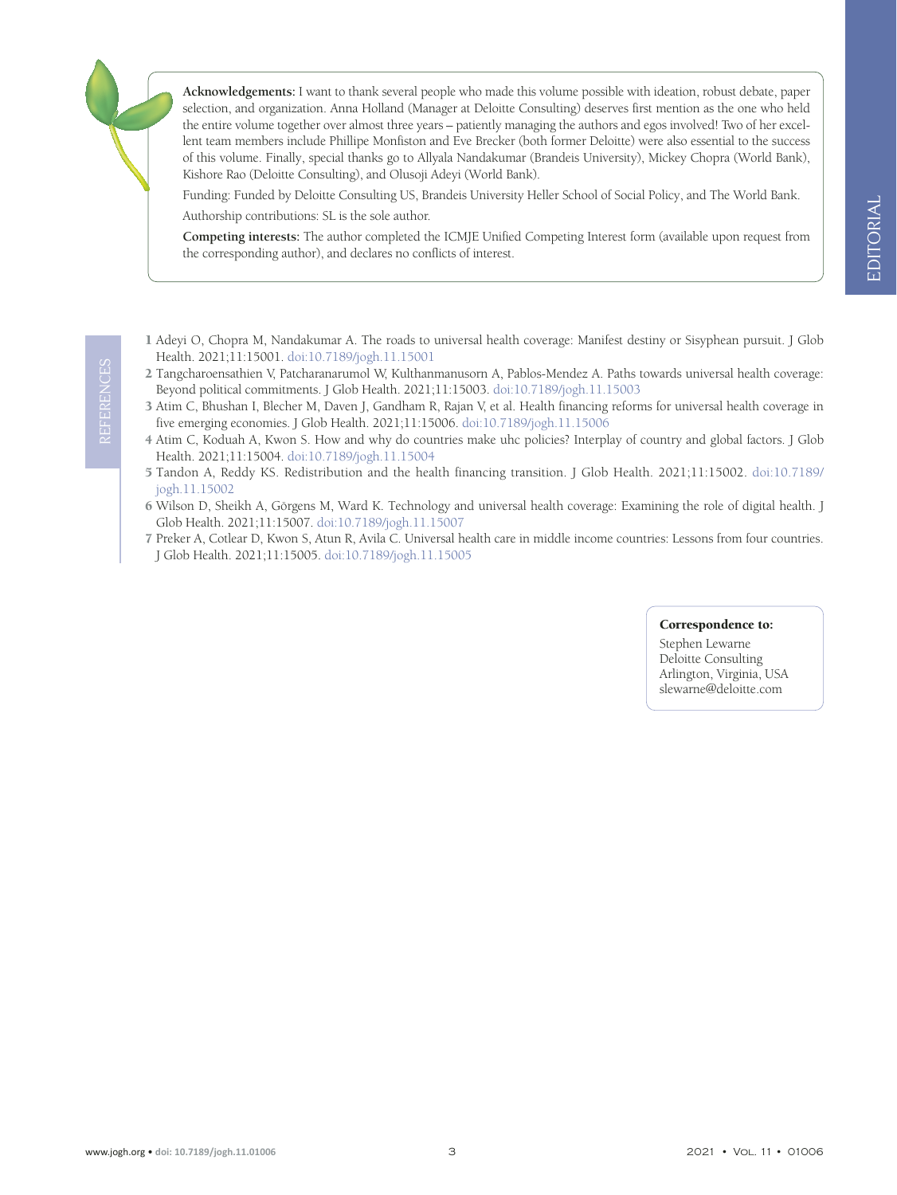**Acknowledgements:** I want to thank several people who made this volume possible with ideation, robust debate, paper selection, and organization. Anna Holland (Manager at Deloitte Consulting) deserves first mention as the one who held the entire volume together over almost three years – patiently managing the authors and egos involved! Two of her excellent team members include Phillipe Monfiston and Eve Brecker (both former Deloitte) were also essential to the success of this volume. Finally, special thanks go to Allyala Nandakumar (Brandeis University), Mickey Chopra (World Bank), Kishore Rao (Deloitte Consulting), and Olusoji Adeyi (World Bank).

Funding: Funded by Deloitte Consulting US, Brandeis University Heller School of Social Policy, and The World Bank.

Authorship contributions: SL is the sole author.

**Competing interests:** The author completed the ICMJE Unified Competing Interest form (available upon request from the corresponding author), and declares no conflicts of interest.

## REFERENCES

1 Adeyi O, Chopra M, Nandakumar A. The roads to universal health coverage: Manifest destiny or Sisyphean pursuit. J Glob Health. 2021;11:15001. doi:10.7189/jogh.11.15001

2 Tangcharoensathien V, Patcharanarumol W, Kulthanmanusorn A, Pablos-Mendez A. Paths towards universal health coverage: Beyond political commitments. J Glob Health. 2021;11:15003. doi:10.7189/jogh.11.15003

3 Atim C, Bhushan I, Blecher M, Daven J, Gandham R, Rajan V, et al. Health financing reforms for universal health coverage in five emerging economies. J Glob Health. 2021;11:15006. doi:10.7189/jogh.11.15006

4 Atim C, Koduah A, Kwon S. How and why do countries make uhc policies? Interplay of country and global factors. J Glob Health. 2021;11:15004. doi:10.7189/jogh.11.15004

5 Tandon A, Reddy KS. Redistribution and the health financing transition. J Glob Health. 2021;11:15002. doi:10.7189/jogh.11.15002

6 Wilson D, Sheikh A, Görgens M, Ward K. Technology and universal health coverage: Examining the role of digital health. J Glob Health. 2021;11:15007. doi:10.7189/jogh.11.15007

7 Preker A, Cotlear D, Kwon S, Atun R, Avila C. Universal health care in middle income countries: Lessons from four countries. J Glob Health. 2021;11:15005. doi:10.7189/jogh.11.15005

**Correspondence to:**

Stephen Lewarne
Deloitte Consulting
Arlington, Virginia, USA
slewarne@deloitte.com